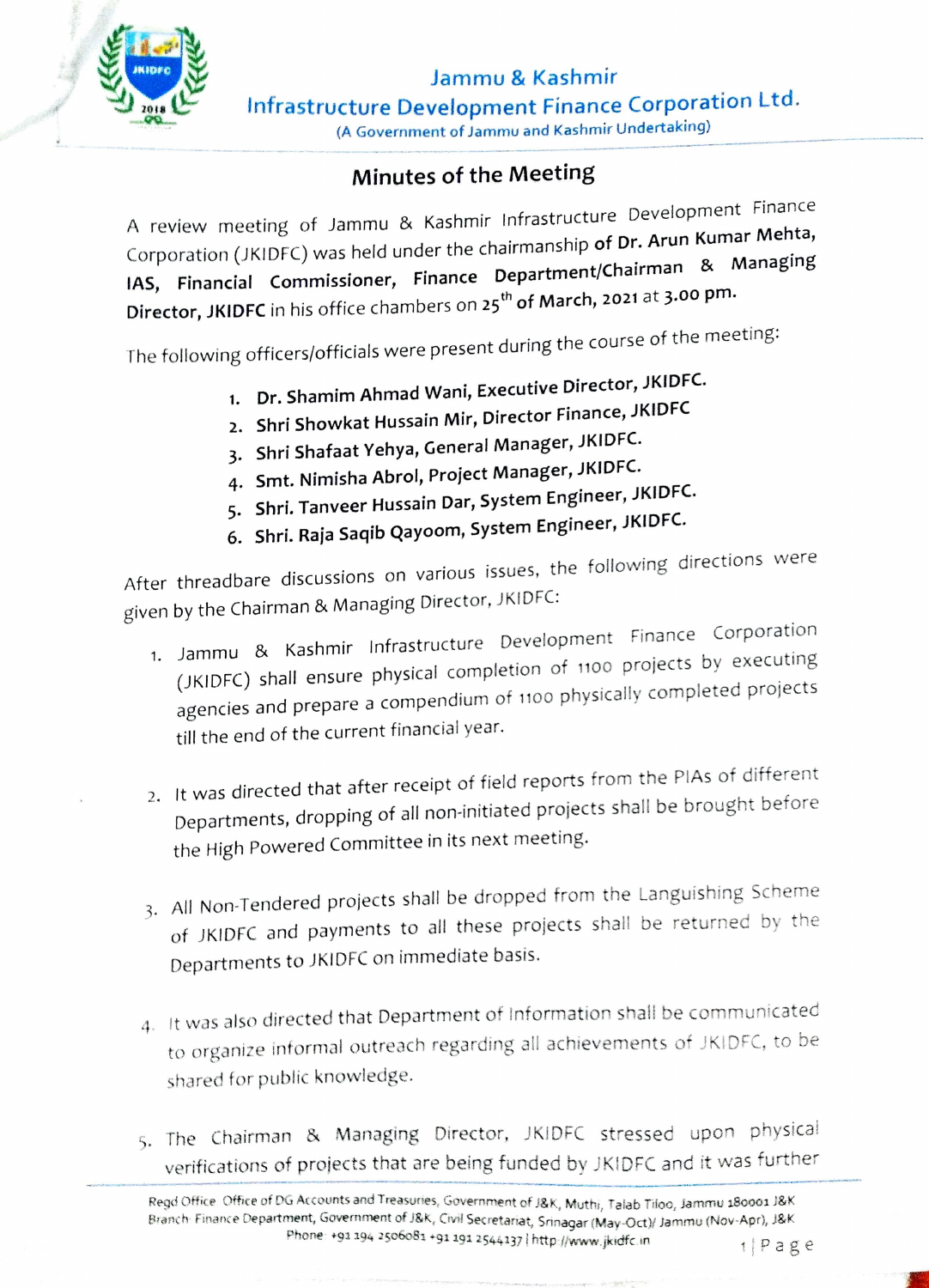Jammu & Kashmir
Infrastructure Development Finance Corporation Ltd.
(A Government of Jammu and Kashmir Undertaking)

## Minutes of the Meeting

A review meeting of Jammu & Kashmir Infrastructure Development Finance Corporation (JKIDFC) was held under the chairmanship of **Dr. Arun Kumar Mehta, IAS, Financial Commissioner, Finance Department/Chairman & Managing Director, JKIDFC** in his office chambers on **25th of March, 2021** at **3.00 pm.**

The following officers/officials were present during the course of the meeting:

1. **Dr. Shamim Ahmad Wani, Executive Director, JKIDFC.**
2. **Shri Showkat Hussain Mir, Director Finance, JKIDFC**
3. **Shri Shafaat Yehya, General Manager, JKIDFC.**
4. **Smt. Nimisha Abrol, Project Manager, JKIDFC.**
5. **Shri. Tanveer Hussain Dar, System Engineer, JKIDFC.**
6. **Shri. Raja Saqib Qayoom, System Engineer, JKIDFC.**

After threadbare discussions on various issues, the following directions were given by the Chairman & Managing Director, JKIDFC:

1. Jammu & Kashmir Infrastructure Development Finance Corporation (JKIDFC) shall ensure physical completion of 1100 projects by executing agencies and prepare a compendium of 1100 physically completed projects till the end of the current financial year.

2. It was directed that after receipt of field reports from the PIAs of different Departments, dropping of all non-initiated projects shall be brought before the High Powered Committee in its next meeting.

3. All Non-Tendered projects shall be dropped from the Languishing Scheme of JKIDFC and payments to all these projects shall be returned by the Departments to JKIDFC on immediate basis.

4. It was also directed that Department of Information shall be communicated to organize informal outreach regarding all achievements of JKIDFC, to be shared for public knowledge.

5. The Chairman & Managing Director, JKIDFC stressed upon physical verifications of projects that are being funded by JKIDFC and it was further

Regd Office: Office of DG Accounts and Treasuries, Government of J&K, Muthi, Talab Tiloo, Jammu 180001 J&K
Branch: Finance Department, Government of J&K, Civil Secretariat, Srinagar (May-Oct)/ Jammu (Nov-Apr), J&K
Phone: +91 194 2506081 +91 191 2544137 | http://www.jkidfc.in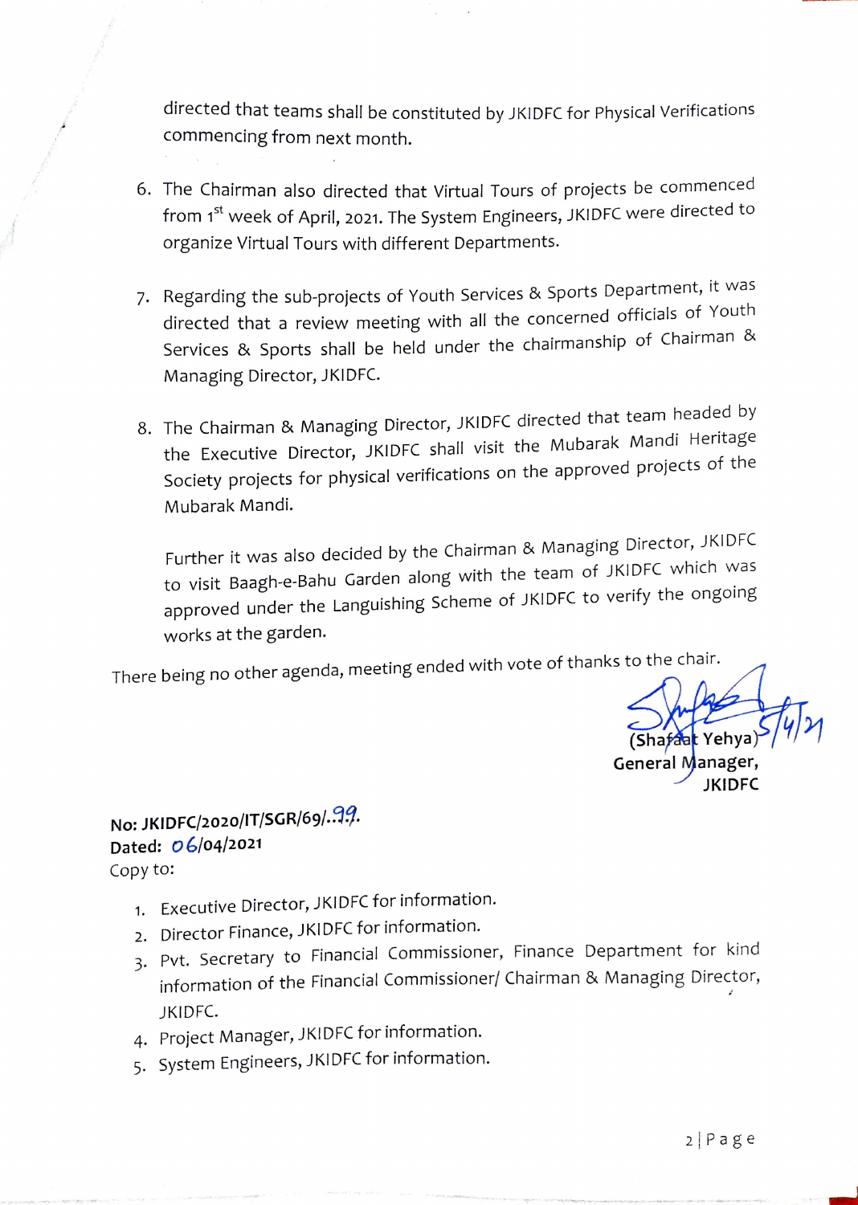directed that teams shall be constituted by JKIDFC for Physical Verifications commencing from next month.

6. The Chairman also directed that Virtual Tours of projects be commenced from 1st week of April, 2021. The System Engineers, JKIDFC were directed to organize Virtual Tours with different Departments.

7. Regarding the sub-projects of Youth Services & Sports Department, it was directed that a review meeting with all the concerned officials of Youth Services & Sports shall be held under the chairmanship of Chairman & Managing Director, JKIDFC.

8. The Chairman & Managing Director, JKIDFC directed that team headed by the Executive Director, JKIDFC shall visit the Mubarak Mandi Heritage Society projects for physical verifications on the approved projects of the Mubarak Mandi.

   Further it was also decided by the Chairman & Managing Director, JKIDFC to visit Baagh-e-Bahu Garden along with the team of JKIDFC which was approved under the Languishing Scheme of JKIDFC to verify the ongoing works at the garden.

There being no other agenda, meeting ended with vote of thanks to the chair.

5/4/21

(Shafaat Yehya)
General Manager,
JKIDFC

**No: JKIDFC/2020/IT/SGR/69/..99.**
**Dated: 06/04/2021**
Copy to:

1. Executive Director, JKIDFC for information.
2. Director Finance, JKIDFC for information.
3. Pvt. Secretary to Financial Commissioner, Finance Department for kind information of the Financial Commissioner/ Chairman & Managing Director, JKIDFC.
4. Project Manager, JKIDFC for information.
5. System Engineers, JKIDFC for information.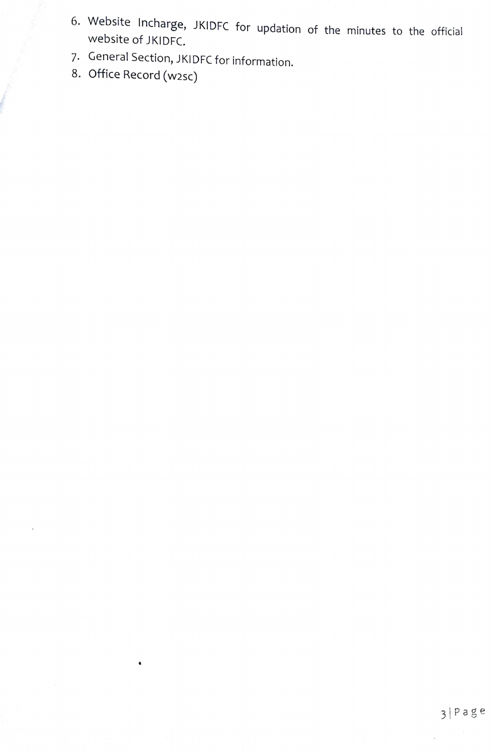6. Website Incharge, JKIDFC for updation of the minutes to the official website of JKIDFC.
7. General Section, JKIDFC for information.
8. Office Record (w2sc)